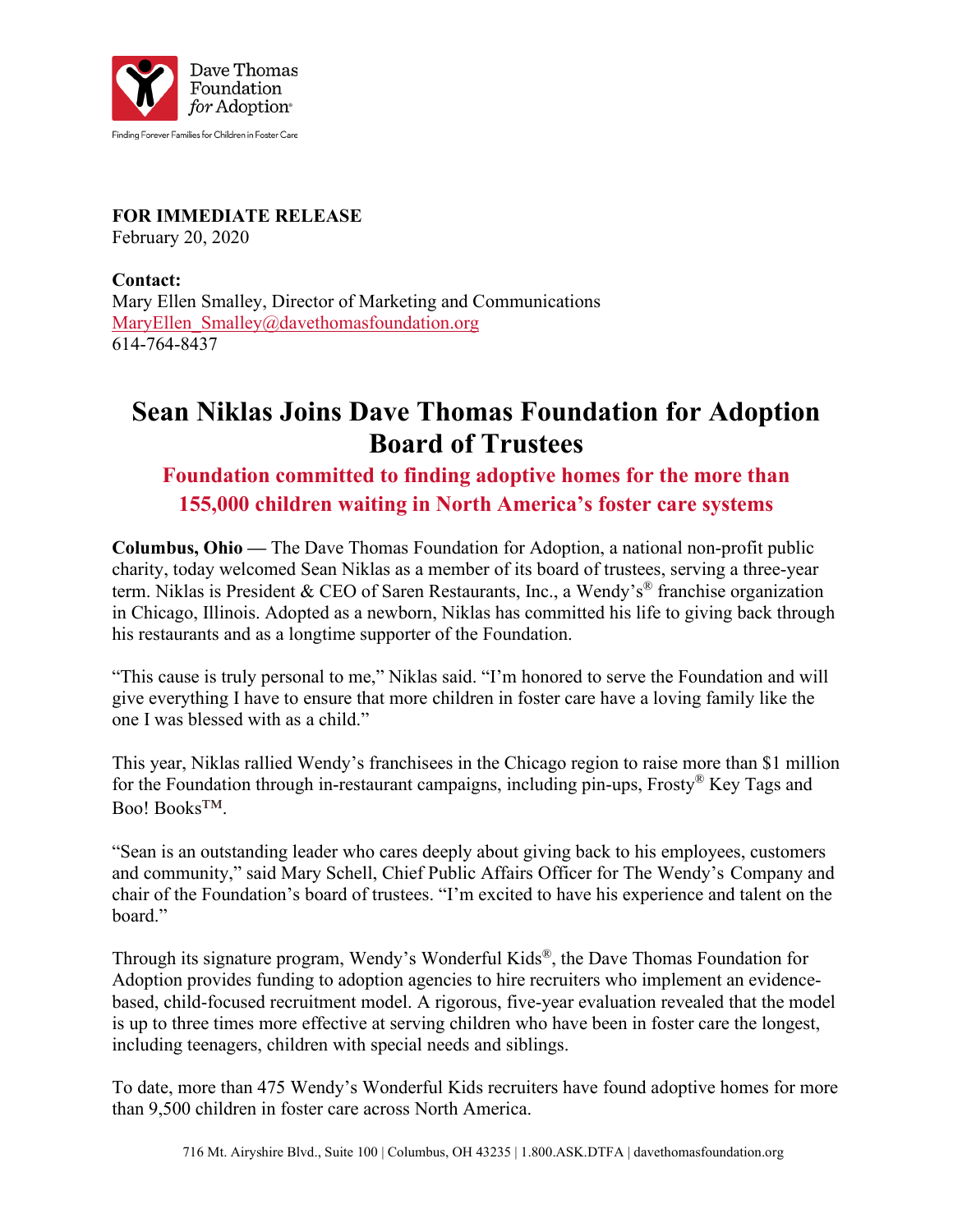Dave Thomas Foundation *for* Adoption®

Finding Forever Families for Children in Foster Care

**FOR IMMEDIATE RELEASE**
February 20, 2020

**Contact:**
Mary Ellen Smalley, Director of Marketing and Communications
MaryEllen_Smalley@davethomasfoundation.org
614-764-8437

# Sean Niklas Joins Dave Thomas Foundation for Adoption Board of Trustees

## Foundation committed to finding adoptive homes for the more than 155,000 children waiting in North America's foster care systems

**Columbus, Ohio —** The Dave Thomas Foundation for Adoption, a national non-profit public charity, today welcomed Sean Niklas as a member of its board of trustees, serving a three-year term. Niklas is President & CEO of Saren Restaurants, Inc., a Wendy's® franchise organization in Chicago, Illinois. Adopted as a newborn, Niklas has committed his life to giving back through his restaurants and as a longtime supporter of the Foundation.

"This cause is truly personal to me," Niklas said. "I'm honored to serve the Foundation and will give everything I have to ensure that more children in foster care have a loving family like the one I was blessed with as a child."

This year, Niklas rallied Wendy's franchisees in the Chicago region to raise more than $1 million for the Foundation through in-restaurant campaigns, including pin-ups, Frosty® Key Tags and Boo! Books™.

"Sean is an outstanding leader who cares deeply about giving back to his employees, customers and community," said Mary Schell, Chief Public Affairs Officer for The Wendy's Company and chair of the Foundation's board of trustees. "I'm excited to have his experience and talent on the board."

Through its signature program, Wendy's Wonderful Kids®, the Dave Thomas Foundation for Adoption provides funding to adoption agencies to hire recruiters who implement an evidence-based, child-focused recruitment model. A rigorous, five-year evaluation revealed that the model is up to three times more effective at serving children who have been in foster care the longest, including teenagers, children with special needs and siblings.

To date, more than 475 Wendy's Wonderful Kids recruiters have found adoptive homes for more than 9,500 children in foster care across North America.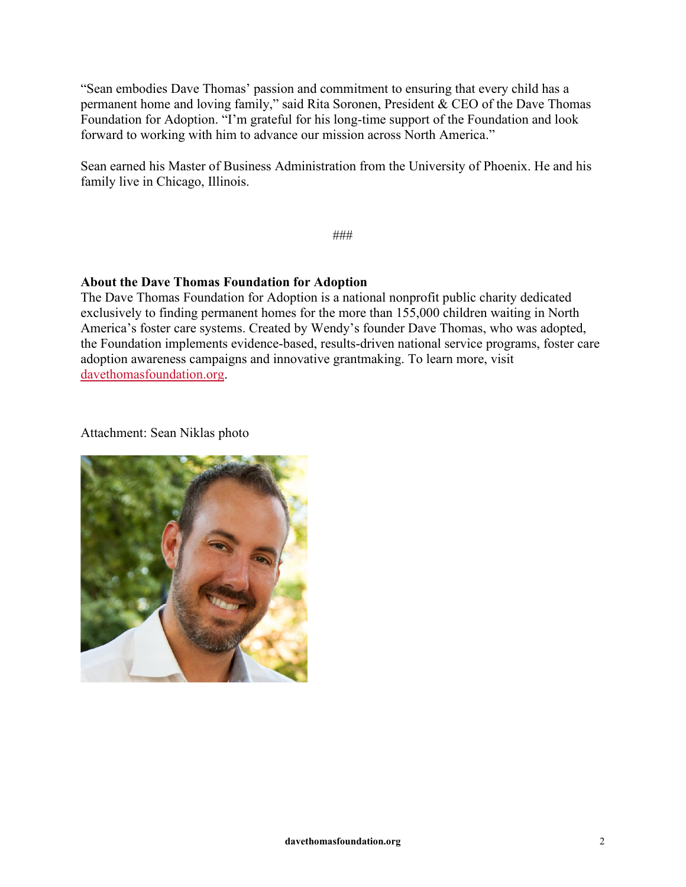"Sean embodies Dave Thomas' passion and commitment to ensuring that every child has a permanent home and loving family," said Rita Soronen, President & CEO of the Dave Thomas Foundation for Adoption. "I'm grateful for his long-time support of the Foundation and look forward to working with him to advance our mission across North America."

Sean earned his Master of Business Administration from the University of Phoenix. He and his family live in Chicago, Illinois.

###

**About the Dave Thomas Foundation for Adoption**
The Dave Thomas Foundation for Adoption is a national nonprofit public charity dedicated exclusively to finding permanent homes for the more than 155,000 children waiting in North America's foster care systems. Created by Wendy's founder Dave Thomas, who was adopted, the Foundation implements evidence-based, results-driven national service programs, foster care adoption awareness campaigns and innovative grantmaking. To learn more, visit davethomasfoundation.org.

Attachment: Sean Niklas photo